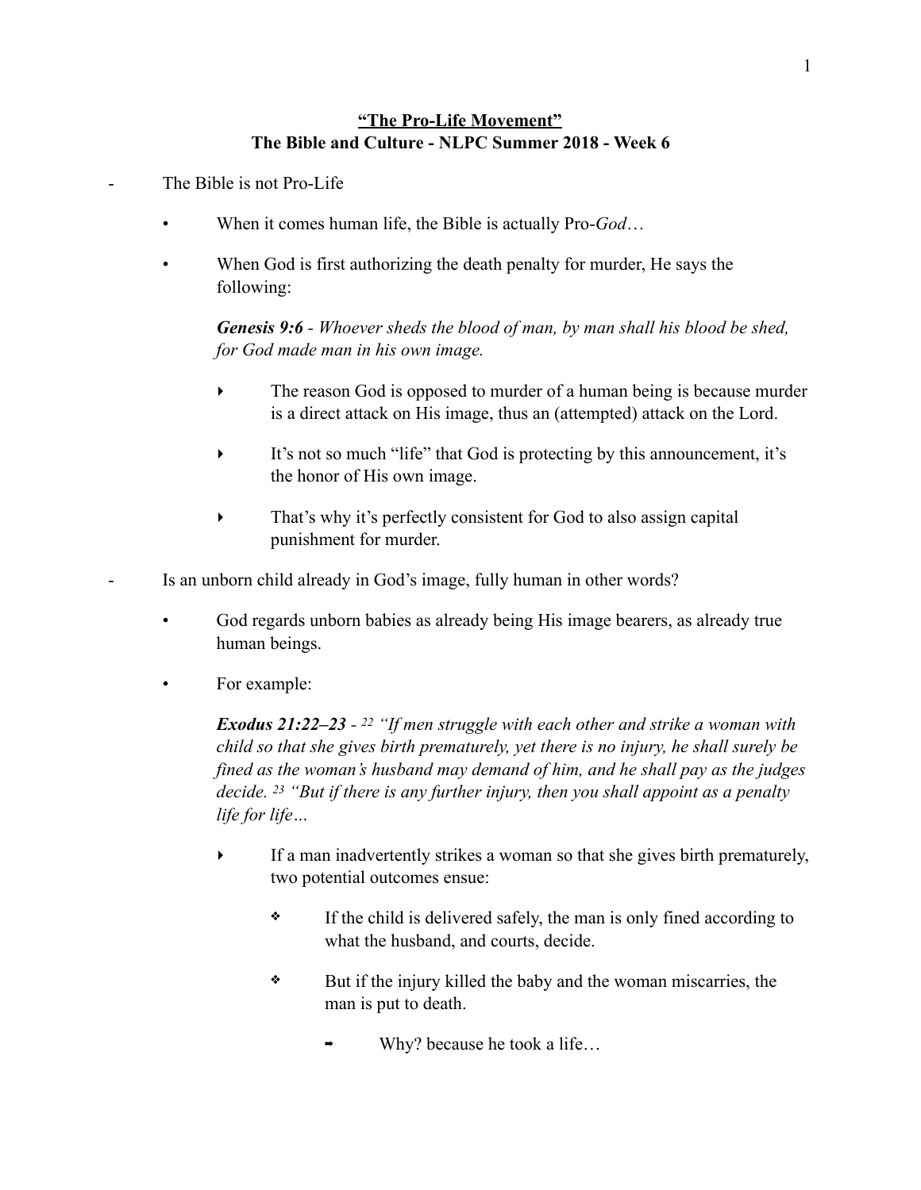# **"The Pro-Life Movement"**
## **The Bible and Culture - NLPC Summer 2018 - Week 6**

- The Bible is not Pro-Life
    - When it comes human life, the Bible is actually Pro-*God*…
    - When God is first authorizing the death penalty for murder, He says the following:

        ***Genesis 9:6*** *- Whoever sheds the blood of man, by man shall his blood be shed, for God made man in his own image.*

        - The reason God is opposed to murder of a human being is because murder is a direct attack on His image, thus an (attempted) attack on the Lord.
        - It's not so much "life" that God is protecting by this announcement, it's the honor of His own image.
        - That's why it's perfectly consistent for God to also assign capital punishment for murder.

- Is an unborn child already in God's image, fully human in other words?
    - God regards unborn babies as already being His image bearers, as already true human beings.
    - For example:

        ***Exodus 21:22–23*** *- [22] "If men struggle with each other and strike a woman with child so that she gives birth prematurely, yet there is no injury, he shall surely be fined as the woman's husband may demand of him, and he shall pay as the judges decide. [23] "But if there is any further injury, then you shall appoint as a penalty life for life…*

        - If a man inadvertently strikes a woman so that she gives birth prematurely, two potential outcomes ensue:
            - If the child is delivered safely, the man is only fined according to what the husband, and courts, decide.
            - But if the injury killed the baby and the woman miscarries, the man is put to death.
                - Why? because he took a life…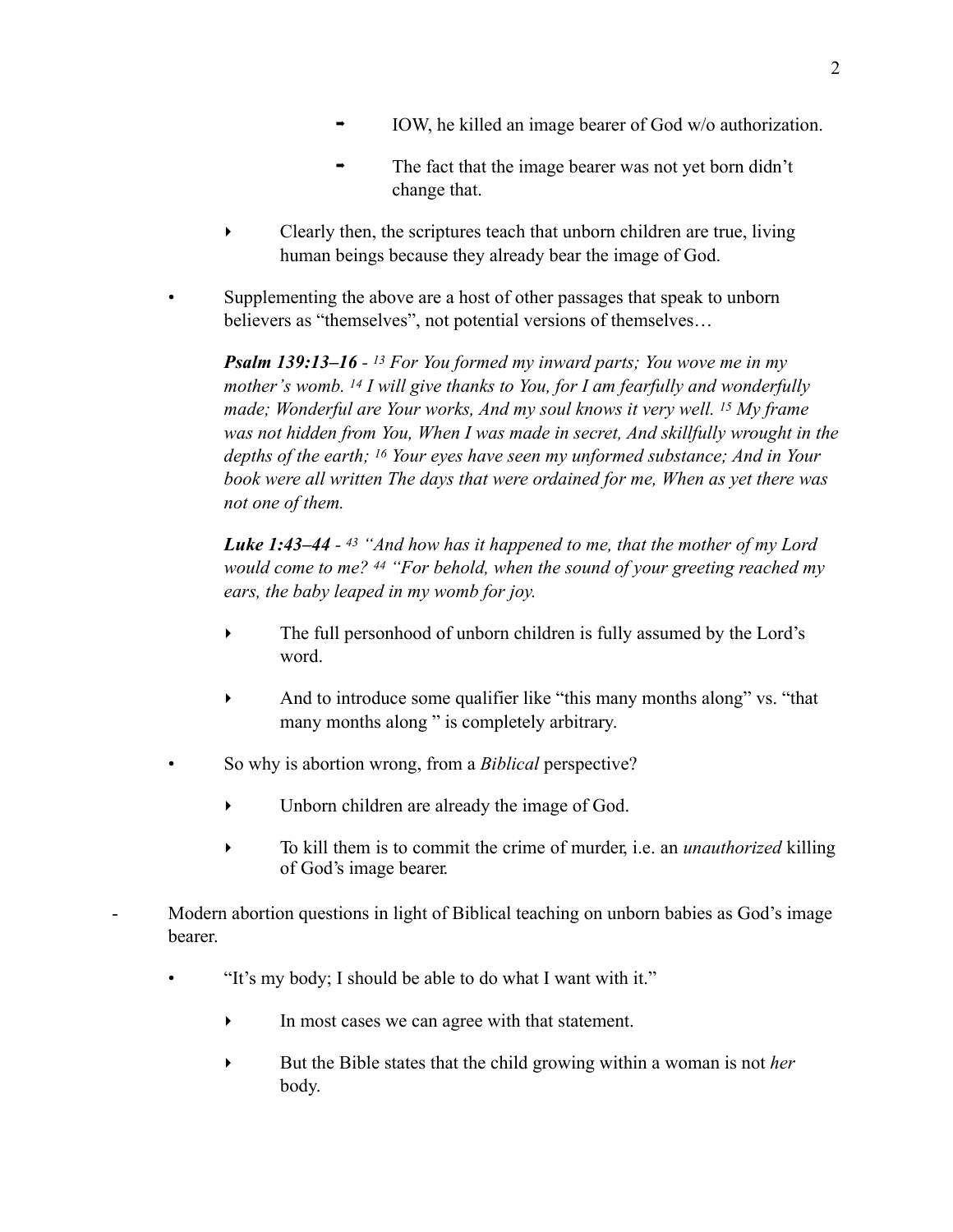- IOW, he killed an image bearer of God w/o authorization.

            - The fact that the image bearer was not yet born didn't change that.

        - Clearly then, the scriptures teach that unborn children are true, living human beings because they already bear the image of God.

    - Supplementing the above are a host of other passages that speak to unborn believers as "themselves", not potential versions of themselves…

        ***Psalm 139:13–16*** - *13 For You formed my inward parts; You wove me in my mother's womb. 14 I will give thanks to You, for I am fearfully and wonderfully made; Wonderful are Your works, And my soul knows it very well. 15 My frame was not hidden from You, When I was made in secret, And skillfully wrought in the depths of the earth; 16 Your eyes have seen my unformed substance; And in Your book were all written The days that were ordained for me, When as yet there was not one of them.*

        ***Luke 1:43–44*** - *43 "And how has it happened to me, that the mother of my Lord would come to me? 44 "For behold, when the sound of your greeting reached my ears, the baby leaped in my womb for joy.*

        - The full personhood of unborn children is fully assumed by the Lord's word.

        - And to introduce some qualifier like "this many months along" vs. "that many months along " is completely arbitrary.

    - So why is abortion wrong, from a *Biblical* perspective?

        - Unborn children are already the image of God.

        - To kill them is to commit the crime of murder, i.e. an *unauthorized* killing of God's image bearer.

- Modern abortion questions in light of Biblical teaching on unborn babies as God's image bearer.

    - "It's my body; I should be able to do what I want with it."

        - In most cases we can agree with that statement.

        - But the Bible states that the child growing within a woman is not *her* body.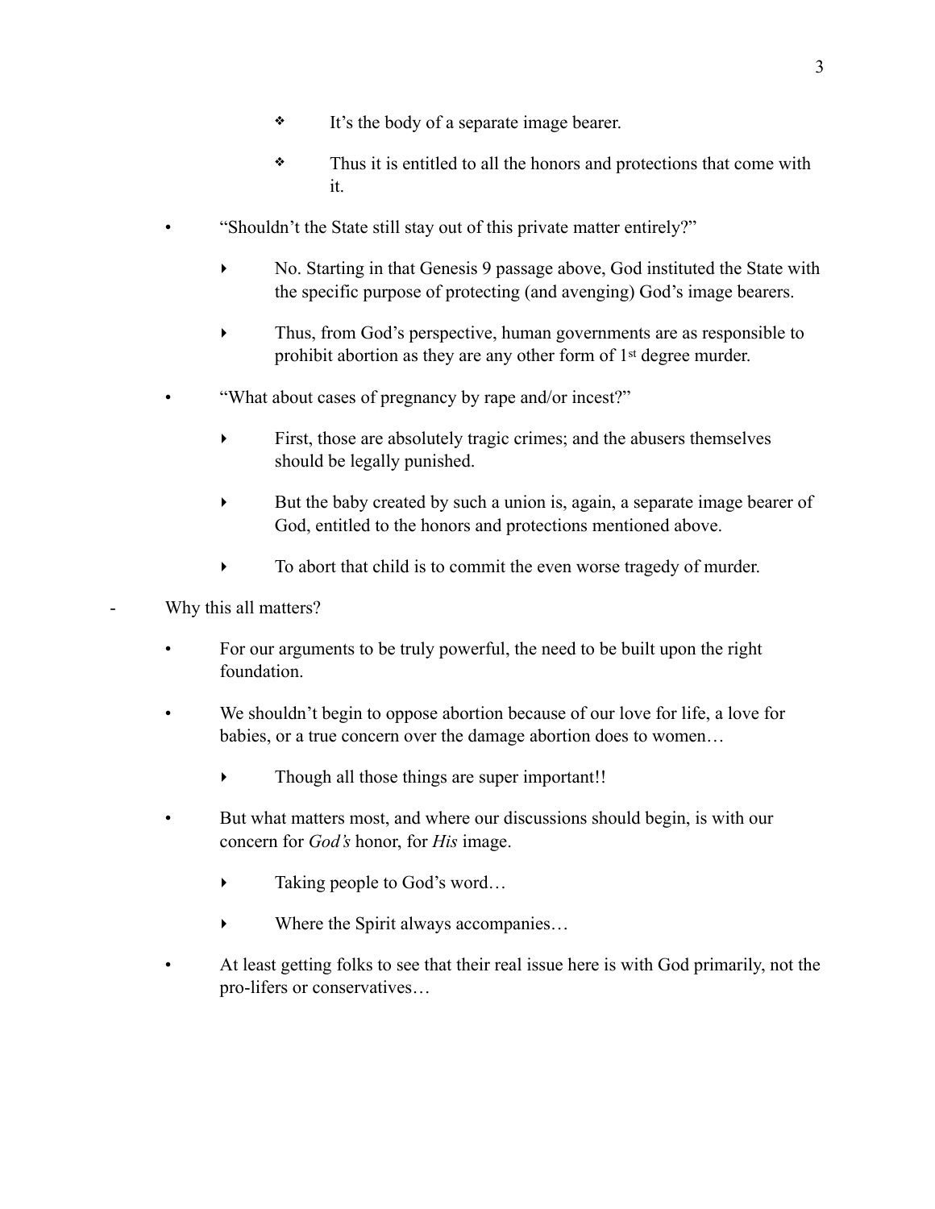- It's the body of a separate image bearer.
- Thus it is entitled to all the honors and protections that come with it.

- "Shouldn't the State still stay out of this private matter entirely?"
  - No. Starting in that Genesis 9 passage above, God instituted the State with the specific purpose of protecting (and avenging) God's image bearers.
  - Thus, from God's perspective, human governments are as responsible to prohibit abortion as they are any other form of 1st degree murder.

- "What about cases of pregnancy by rape and/or incest?"
  - First, those are absolutely tragic crimes; and the abusers themselves should be legally punished.
  - But the baby created by such a union is, again, a separate image bearer of God, entitled to the honors and protections mentioned above.
  - To abort that child is to commit the even worse tragedy of murder.

- Why this all matters?
  - For our arguments to be truly powerful, the need to be built upon the right foundation.
  - We shouldn't begin to oppose abortion because of our love for life, a love for babies, or a true concern over the damage abortion does to women…
    - Though all those things are super important!!
  - But what matters most, and where our discussions should begin, is with our concern for *God's* honor, for *His* image.
    - Taking people to God's word…
    - Where the Spirit always accompanies…
  - At least getting folks to see that their real issue here is with God primarily, not the pro-lifers or conservatives…